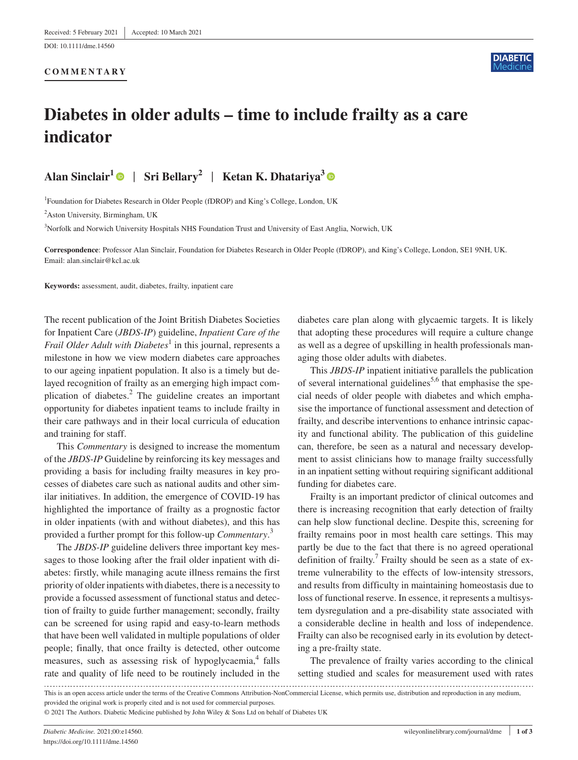Received: 5 February 2021 | Accepted: 10 March 2021

DOI: 10.1111/dme.14560

**COMMENTARY**

# Diabetes in older adults – time to include frailty as a care indicator

**Alan Sinclair**[1] | **Sri Bellary**[2] | **Ketan K. Dhatariya**[3]

[1]Foundation for Diabetes Research in Older People (fDROP) and King's College, London, UK

[2]Aston University, Birmingham, UK

[3]Norfolk and Norwich University Hospitals NHS Foundation Trust and University of East Anglia, Norwich, UK

**Correspondence**: Professor Alan Sinclair, Foundation for Diabetes Research in Older People (fDROP), and King's College, London, SE1 9NH, UK.
Email: alan.sinclair@kcl.ac.uk

**Keywords:** assessment, audit, diabetes, frailty, inpatient care

The recent publication of the Joint British Diabetes Societies for Inpatient Care (*JBDS-IP*) guideline, *Inpatient Care of the Frail Older Adult with Diabetes*[1] in this journal, represents a milestone in how we view modern diabetes care approaches to our ageing inpatient population. It also is a timely but delayed recognition of frailty as an emerging high impact complication of diabetes.[2] The guideline creates an important opportunity for diabetes inpatient teams to include frailty in their care pathways and in their local curricula of education and training for staff.

This *Commentary* is designed to increase the momentum of the *JBDS-IP* Guideline by reinforcing its key messages and providing a basis for including frailty measures in key processes of diabetes care such as national audits and other similar initiatives. In addition, the emergence of COVID-19 has highlighted the importance of frailty as a prognostic factor in older inpatients (with and without diabetes), and this has provided a further prompt for this follow-up *Commentary*.[3]

The *JBDS-IP* guideline delivers three important key messages to those looking after the frail older inpatient with diabetes: firstly, while managing acute illness remains the first priority of older inpatients with diabetes, there is a necessity to provide a focussed assessment of functional status and detection of frailty to guide further management; secondly, frailty can be screened for using rapid and easy-to-learn methods that have been well validated in multiple populations of older people; finally, that once frailty is detected, other outcome measures, such as assessing risk of hypoglycaemia,[4] falls rate and quality of life need to be routinely included in the diabetes care plan along with glycaemic targets. It is likely that adopting these procedures will require a culture change as well as a degree of upskilling in health professionals managing those older adults with diabetes.

This *JBDS-IP* inpatient initiative parallels the publication of several international guidelines[5,6] that emphasise the special needs of older people with diabetes and which emphasise the importance of functional assessment and detection of frailty, and describe interventions to enhance intrinsic capacity and functional ability. The publication of this guideline can, therefore, be seen as a natural and necessary development to assist clinicians how to manage frailty successfully in an inpatient setting without requiring significant additional funding for diabetes care.

Frailty is an important predictor of clinical outcomes and there is increasing recognition that early detection of frailty can help slow functional decline. Despite this, screening for frailty remains poor in most health care settings. This may partly be due to the fact that there is no agreed operational definition of frailty.[7] Frailty should be seen as a state of extreme vulnerability to the effects of low-intensity stressors, and results from difficulty in maintaining homeostasis due to loss of functional reserve. In essence, it represents a multisystem dysregulation and a pre-disability state associated with a considerable decline in health and loss of independence. Frailty can also be recognised early in its evolution by detecting a pre-frailty state.

The prevalence of frailty varies according to the clinical setting studied and scales for measurement used with rates

This is an open access article under the terms of the Creative Commons Attribution-NonCommercial License, which permits use, distribution and reproduction in any medium, provided the original work is properly cited and is not used for commercial purposes.

© 2021 The Authors. Diabetic Medicine published by John Wiley & Sons Ltd on behalf of Diabetes UK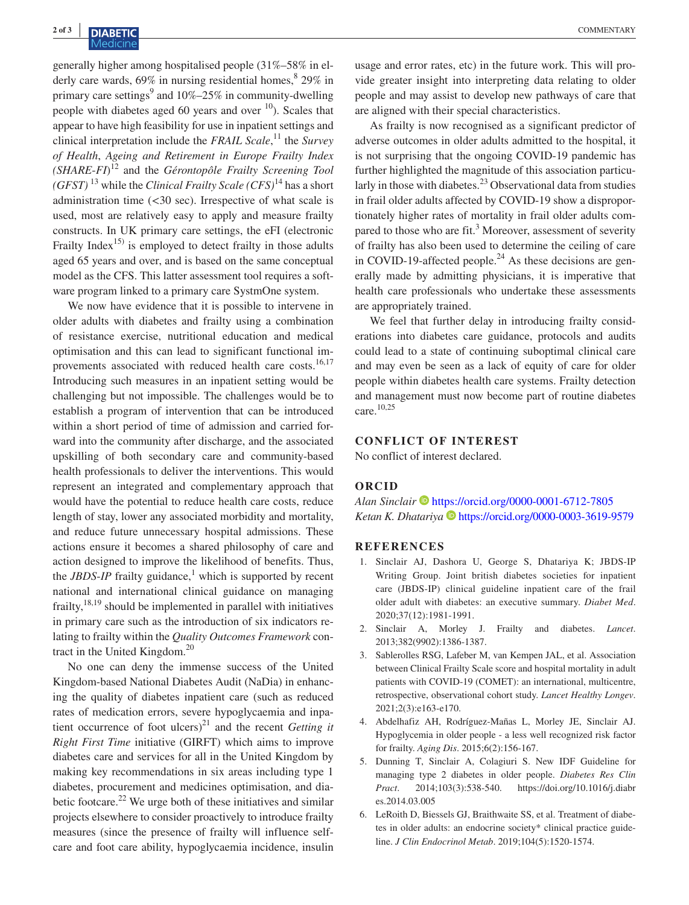generally higher among hospitalised people (31%–58% in elderly care wards, 69% in nursing residential homes,[8] 29% in primary care settings[9] and 10%–25% in community-dwelling people with diabetes aged 60 years and over [10]). Scales that appear to have high feasibility for use in inpatient settings and clinical interpretation include the *FRAIL Scale*,[11] the *Survey of Health, Ageing and Retirement in Europe Frailty Index (SHARE-FI)*[12] and the *Gérontopôle Frailty Screening Tool (GFST)* [13] while the *Clinical Frailty Scale (CFS)*[14] has a short administration time (<30 sec). Irrespective of what scale is used, most are relatively easy to apply and measure frailty constructs. In UK primary care settings, the eFI (electronic Frailty Index[15]) is employed to detect frailty in those adults aged 65 years and over, and is based on the same conceptual model as the CFS. This latter assessment tool requires a software program linked to a primary care SystmOne system.

We now have evidence that it is possible to intervene in older adults with diabetes and frailty using a combination of resistance exercise, nutritional education and medical optimisation and this can lead to significant functional improvements associated with reduced health care costs.[16,17] Introducing such measures in an inpatient setting would be challenging but not impossible. The challenges would be to establish a program of intervention that can be introduced within a short period of time of admission and carried forward into the community after discharge, and the associated upskilling of both secondary care and community-based health professionals to deliver the interventions. This would represent an integrated and complementary approach that would have the potential to reduce health care costs, reduce length of stay, lower any associated morbidity and mortality, and reduce future unnecessary hospital admissions. These actions ensure it becomes a shared philosophy of care and action designed to improve the likelihood of benefits. Thus, the *JBDS-IP* frailty guidance,[1] which is supported by recent national and international clinical guidance on managing frailty,[18,19] should be implemented in parallel with initiatives in primary care such as the introduction of six indicators relating to frailty within the *Quality Outcomes Framework* contract in the United Kingdom.[20]

No one can deny the immense success of the United Kingdom-based National Diabetes Audit (NaDia) in enhancing the quality of diabetes inpatient care (such as reduced rates of medication errors, severe hypoglycaemia and inpatient occurrence of foot ulcers)[21] and the recent *Getting it Right First Time* initiative (GIRFT) which aims to improve diabetes care and services for all in the United Kingdom by making key recommendations in six areas including type 1 diabetes, procurement and medicines optimisation, and diabetic footcare.[22] We urge both of these initiatives and similar projects elsewhere to consider proactively to introduce frailty measures (since the presence of frailty will influence self-care and foot care ability, hypoglycaemia incidence, insulin usage and error rates, etc) in the future work. This will provide greater insight into interpreting data relating to older people and may assist to develop new pathways of care that are aligned with their special characteristics.

As frailty is now recognised as a significant predictor of adverse outcomes in older adults admitted to the hospital, it is not surprising that the ongoing COVID-19 pandemic has further highlighted the magnitude of this association particularly in those with diabetes.[23] Observational data from studies in frail older adults affected by COVID-19 show a disproportionately higher rates of mortality in frail older adults compared to those who are fit.[3] Moreover, assessment of severity of frailty has also been used to determine the ceiling of care in COVID-19-affected people.[24] As these decisions are generally made by admitting physicians, it is imperative that health care professionals who undertake these assessments are appropriately trained.

We feel that further delay in introducing frailty considerations into diabetes care guidance, protocols and audits could lead to a state of continuing suboptimal clinical care and may even be seen as a lack of equity of care for older people within diabetes health care systems. Frailty detection and management must now become part of routine diabetes care.[10,25]

## CONFLICT OF INTEREST

No conflict of interest declared.

## ORCID

*Alan Sinclair* https://orcid.org/0000-0001-6712-7805
*Ketan K. Dhatariya* https://orcid.org/0000-0003-3619-9579

## REFERENCES

1. Sinclair AJ, Dashora U, George S, Dhatariya K; JBDS-IP Writing Group. Joint british diabetes societies for inpatient care (JBDS-IP) clinical guideline inpatient care of the frail older adult with diabetes: an executive summary. *Diabet Med*. 2020;37(12):1981-1991.
2. Sinclair A, Morley J. Frailty and diabetes. *Lancet*. 2013;382(9902):1386-1387.
3. Sablerolles RSG, Lafeber M, van Kempen JAL, et al. Association between Clinical Frailty Scale score and hospital mortality in adult patients with COVID-19 (COMET): an international, multicentre, retrospective, observational cohort study. *Lancet Healthy Longev*. 2021;2(3):e163-e170.
4. Abdelhafiz AH, Rodríguez-Mañas L, Morley JE, Sinclair AJ. Hypoglycemia in older people - a less well recognized risk factor for frailty. *Aging Dis*. 2015;6(2):156-167.
5. Dunning T, Sinclair A, Colagiuri S. New IDF Guideline for managing type 2 diabetes in older people. *Diabetes Res Clin Pract*. 2014;103(3):538-540. https://doi.org/10.1016/j.diabres.2014.03.005
6. LeRoith D, Biessels GJ, Braithwaite SS, et al. Treatment of diabetes in older adults: an endocrine society* clinical practice guideline. *J Clin Endocrinol Metab*. 2019;104(5):1520-1574.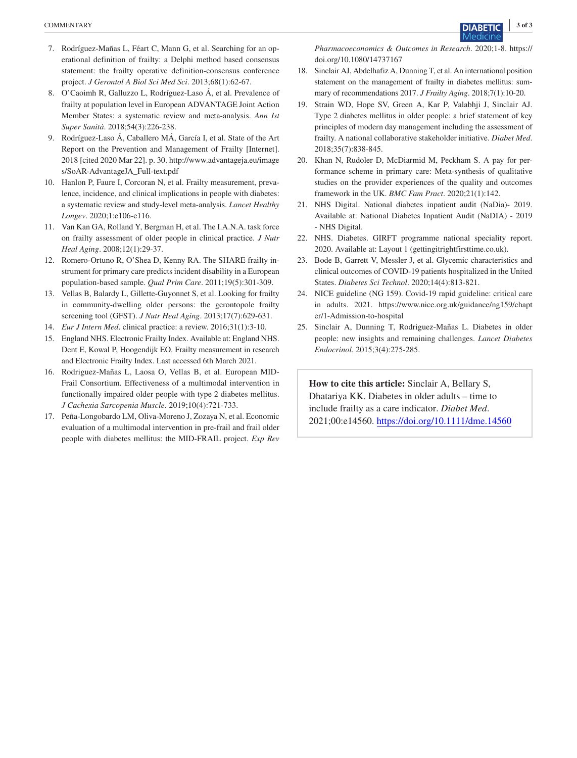7. Rodríguez-Mañas L, Féart C, Mann G, et al. Searching for an operational definition of frailty: a Delphi method based consensus statement: the frailty operative definition-consensus conference project. *J Gerontol A Biol Sci Med Sci*. 2013;68(1):62-67.
8. O'Caoimh R, Galluzzo L, Rodríguez-Laso Á, et al. Prevalence of frailty at population level in European ADVANTAGE Joint Action Member States: a systematic review and meta-analysis. *Ann Ist Super Sanità*. 2018;54(3):226-238.
9. Rodríguez-Laso Á, Caballero MÁ, García I, et al. State of the Art Report on the Prevention and Management of Frailty [Internet]. 2018 [cited 2020 Mar 22]. p. 30. http://www.advantageja.eu/images/SoAR-AdvantageJA_Full-text.pdf
10. Hanlon P, Faure I, Corcoran N, et al. Frailty measurement, prevalence, incidence, and clinical implications in people with diabetes: a systematic review and study-level meta-analysis. *Lancet Healthy Longev*. 2020;1:e106-e116.
11. Van Kan GA, Rolland Y, Bergman H, et al. The I.A.N.A. task force on frailty assessment of older people in clinical practice. *J Nutr Heal Aging*. 2008;12(1):29-37.
12. Romero-Ortuno R, O'Shea D, Kenny RA. The SHARE frailty instrument for primary care predicts incident disability in a European population-based sample. *Qual Prim Care*. 2011;19(5):301-309.
13. Vellas B, Balardy L, Gillette-Guyonnet S, et al. Looking for frailty in community-dwelling older persons: the gerontopole frailty screening tool (GFST). *J Nutr Heal Aging*. 2013;17(7):629-631.
14. *Eur J Intern Med*. clinical practice: a review. 2016;31(1):3-10.
15. England NHS. Electronic Frailty Index. Available at: England NHS. Dent E, Kowal P, Hoogendijk EO. Frailty measurement in research and Electronic Frailty Index. Last accessed 6th March 2021.
16. Rodriguez-Mañas L, Laosa O, Vellas B, et al. European MID-Frail Consortium. Effectiveness of a multimodal intervention in functionally impaired older people with type 2 diabetes mellitus. *J Cachexia Sarcopenia Muscle*. 2019;10(4):721-733.
17. Peña-Longobardo LM, Oliva-Moreno J, Zozaya N, et al. Economic evaluation of a multimodal intervention in pre-frail and frail older people with diabetes mellitus: the MID-FRAIL project. *Exp Rev Pharmacoeconomics & Outcomes in Research*. 2020;1-8. https://doi.org/10.1080/14737167
18. Sinclair AJ, Abdelhafiz A, Dunning T, et al. An international position statement on the management of frailty in diabetes mellitus: summary of recommendations 2017. *J Frailty Aging*. 2018;7(1):10-20.
19. Strain WD, Hope SV, Green A, Kar P, Valabhji J, Sinclair AJ. Type 2 diabetes mellitus in older people: a brief statement of key principles of modern day management including the assessment of frailty. A national collaborative stakeholder initiative. *Diabet Med*. 2018;35(7):838-845.
20. Khan N, Rudoler D, McDiarmid M, Peckham S. A pay for performance scheme in primary care: Meta-synthesis of qualitative studies on the provider experiences of the quality and outcomes framework in the UK. *BMC Fam Pract*. 2020;21(1):142.
21. NHS Digital. National diabetes inpatient audit (NaDia)- 2019. Available at: National Diabetes Inpatient Audit (NaDIA) - 2019 - NHS Digital.
22. NHS. Diabetes. GIRFT programme national speciality report. 2020. Available at: Layout 1 (gettingitrightfirsttime.co.uk).
23. Bode B, Garrett V, Messler J, et al. Glycemic characteristics and clinical outcomes of COVID-19 patients hospitalized in the United States. *Diabetes Sci Technol*. 2020;14(4):813-821.
24. NICE guideline (NG 159). Covid-19 rapid guideline: critical care in adults. 2021. https://www.nice.org.uk/guidance/ng159/chapter/1-Admission-to-hospital
25. Sinclair A, Dunning T, Rodriguez-Mañas L. Diabetes in older people: new insights and remaining challenges. *Lancet Diabetes Endocrinol*. 2015;3(4):275-285.

**How to cite this article:** Sinclair A, Bellary S, Dhatariya KK. Diabetes in older adults – time to include frailty as a care indicator. *Diabet Med*. 2021;00:e14560. https://doi.org/10.1111/dme.14560